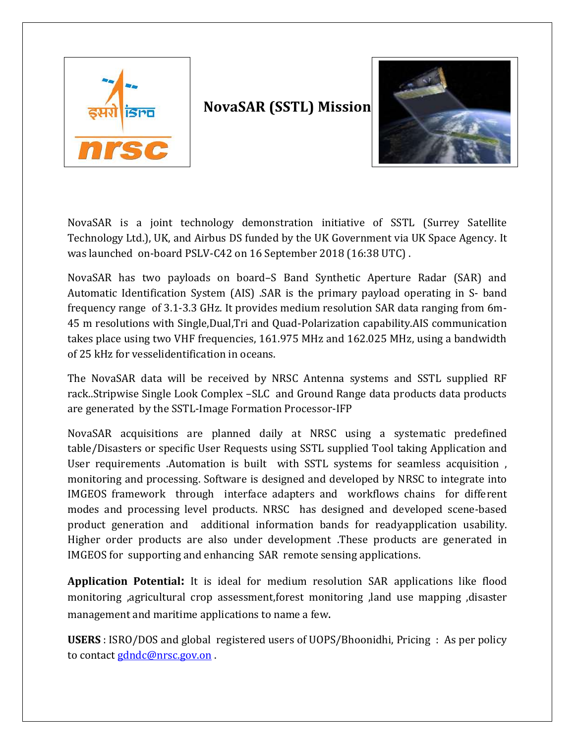# NovaSAR (SSTL) Mission

NovaSAR is a joint technology demonstration initiative of SSTL (Surrey Satellite Technology Ltd.), UK, and Airbus DS funded by the UK Government via UK Space Agency. It was launched on-board PSLV-C42 on 16 September 2018 (16:38 UTC) .

NovaSAR has two payloads on board–S Band Synthetic Aperture Radar (SAR) and Automatic Identification System (AIS) .SAR is the primary payload operating in S- band frequency range of 3.1-3.3 GHz. It provides medium resolution SAR data ranging from 6m-45 m resolutions with Single,Dual,Tri and Quad-Polarization capability.AIS communication takes place using two VHF frequencies, 161.975 MHz and 162.025 MHz, using a bandwidth of 25 kHz for vesselidentification in oceans.

The NovaSAR data will be received by NRSC Antenna systems and SSTL supplied RF rack..Stripwise Single Look Complex –SLC and Ground Range data products data products are generated by the SSTL-Image Formation Processor-IFP

NovaSAR acquisitions are planned daily at NRSC using a systematic predefined table/Disasters or specific User Requests using SSTL supplied Tool taking Application and User requirements .Automation is built with SSTL systems for seamless acquisition , monitoring and processing. Software is designed and developed by NRSC to integrate into IMGEOS framework through interface adapters and workflows chains for different modes and processing level products. NRSC has designed and developed scene-based product generation and additional information bands for readyapplication usability. Higher order products are also under development .These products are generated in IMGEOS for supporting and enhancing SAR remote sensing applications.

**Application Potential:** It is ideal for medium resolution SAR applications like flood monitoring ,agricultural crop assessment,forest monitoring ,land use mapping ,disaster management and maritime applications to name a few.

**USERS** : ISRO/DOS and global registered users of UOPS/Bhoonidhi, Pricing : As per policy to contact gdndc@nrsc.gov.on .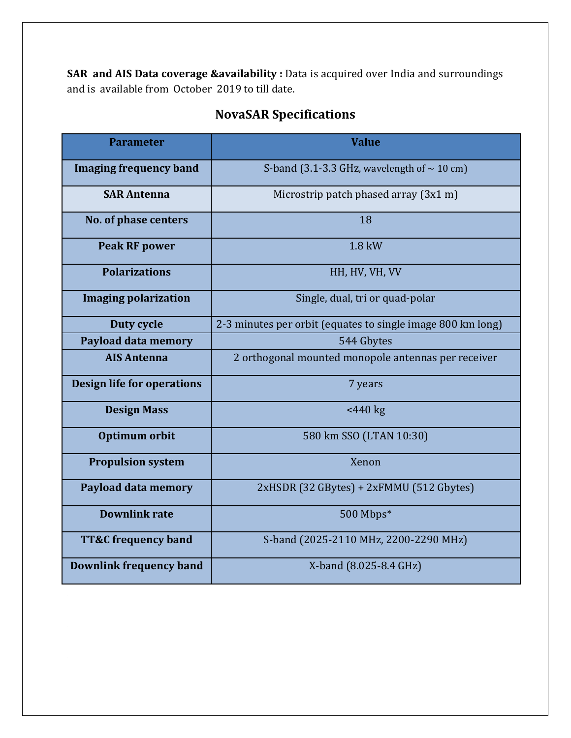**SAR and AIS Data coverage &availability :** Data is acquired over India and surroundings and is available from October 2019 to till date.

## NovaSAR Specifications

| Parameter | Value |
|---|---|
| **Imaging frequency band** | S-band (3.1-3.3 GHz, wavelength of ~ 10 cm) |
| **SAR Antenna** | Microstrip patch phased array (3x1 m) |
| **No. of phase centers** | 18 |
| **Peak RF power** | 1.8 kW |
| **Polarizations** | HH, HV, VH, VV |
| **Imaging polarization** | Single, dual, tri or quad-polar |
| **Duty cycle** | 2-3 minutes per orbit (equates to single image 800 km long) |
| **Payload data memory** | 544 Gbytes |
| **AIS Antenna** | 2 orthogonal mounted monopole antennas per receiver |
| **Design life for operations** | 7 years |
| **Design Mass** | <440 kg |
| **Optimum orbit** | 580 km SSO (LTAN 10:30) |
| **Propulsion system** | Xenon |
| **Payload data memory** | 2xHSDR (32 GBytes) + 2xFMMU (512 Gbytes) |
| **Downlink rate** | 500 Mbps* |
| **TT&C frequency band** | S-band (2025-2110 MHz, 2200-2290 MHz) |
| **Downlink frequency band** | X-band (8.025-8.4 GHz) |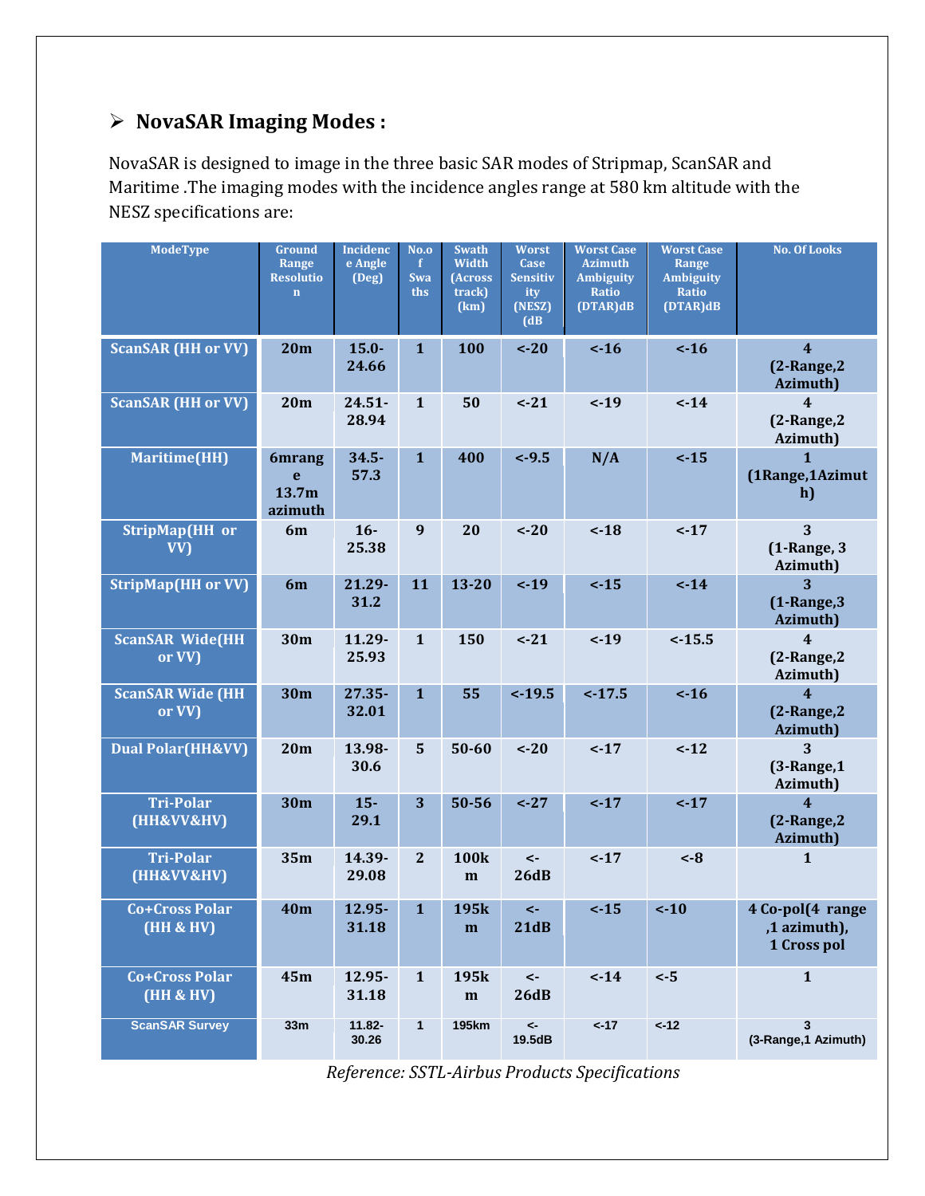## ➢ NovaSAR Imaging Modes :

NovaSAR is designed to image in the three basic SAR modes of Stripmap, ScanSAR and Maritime .The imaging modes with the incidence angles range at 580 km altitude with the NESZ specifications are:

| ModeType | Ground Range Resolution | Incidence Angle (Deg) | No.of Swaths | Swath Width (Across track) (km) | Worst Case Sensitivity (NESZ) (dB | Worst Case Azimuth Ambiguity Ratio (DTAR)dB | Worst Case Range Ambiguity Ratio (DTAR)dB | No. Of Looks |
|---|---|---|---|---|---|---|---|---|
| ScanSAR (HH or VV) | 20m | 15.0-24.66 | 1 | 100 | <-20 | <-16 | <-16 | 4 (2-Range,2 Azimuth) |
| ScanSAR (HH or VV) | 20m | 24.51-28.94 | 1 | 50 | <-21 | <-19 | <-14 | 4 (2-Range,2 Azimuth) |
| Maritime(HH) | 6mrange 13.7m azimuth | 34.5-57.3 | 1 | 400 | <-9.5 | N/A | <-15 | 1 (1Range,1Azimuth) |
| StripMap(HH or VV) | 6m | 16-25.38 | 9 | 20 | <-20 | <-18 | <-17 | 3 (1-Range, 3 Azimuth) |
| StripMap(HH or VV) | 6m | 21.29-31.2 | 11 | 13-20 | <-19 | <-15 | <-14 | 3 (1-Range,3 Azimuth) |
| ScanSAR Wide(HH or VV) | 30m | 11.29-25.93 | 1 | 150 | <-21 | <-19 | <-15.5 | 4 (2-Range,2 Azimuth) |
| ScanSAR Wide (HH or VV) | 30m | 27.35-32.01 | 1 | 55 | <-19.5 | <-17.5 | <-16 | 4 (2-Range,2 Azimuth) |
| Dual Polar(HH&VV) | 20m | 13.98-30.6 | 5 | 50-60 | <-20 | <-17 | <-12 | 3 (3-Range,1 Azimuth) |
| Tri-Polar (HH&VV&HV) | 30m | 15-29.1 | 3 | 50-56 | <-27 | <-17 | <-17 | 4 (2-Range,2 Azimuth) |
| Tri-Polar (HH&VV&HV) | 35m | 14.39-29.08 | 2 | 100km | <-26dB | <-17 | <-8 | 1 |
| Co+Cross Polar (HH & HV) | 40m | 12.95-31.18 | 1 | 195km | <-21dB | <-15 | <-10 | 4 Co-pol(4 range ,1 azimuth), 1 Cross pol |
| Co+Cross Polar (HH & HV) | 45m | 12.95-31.18 | 1 | 195km | <-26dB | <-14 | <-5 | 1 |
| ScanSAR Survey | 33m | 11.82-30.26 | 1 | 195km | <-19.5dB | <-17 | <-12 | 3 (3-Range,1 Azimuth) |

*Reference: SSTL-Airbus Products Specifications*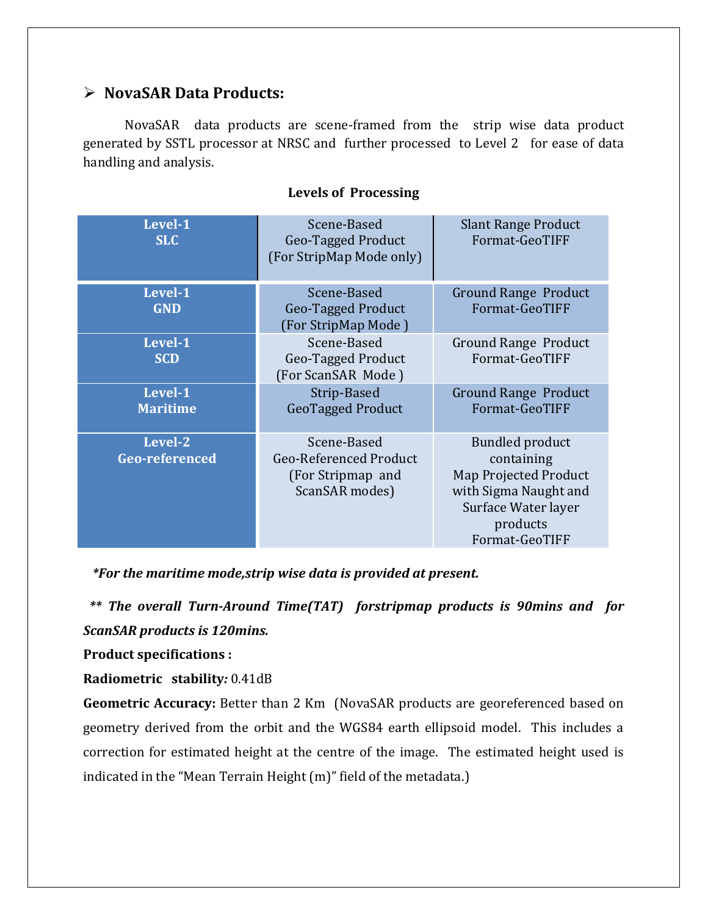## ➢ NovaSAR Data Products:

NovaSAR data products are scene-framed from the strip wise data product generated by SSTL processor at NRSC and further processed to Level 2 for ease of data handling and analysis.

**Levels of Processing**

| | | |
|---|---|---|
| **Level-1 SLC** | Scene-Based Geo-Tagged Product (For StripMap Mode only) | Slant Range Product Format-GeoTIFF |
| **Level-1 GND** | Scene-Based Geo-Tagged Product (For StripMap Mode ) | Ground Range Product Format-GeoTIFF |
| **Level-1 SCD** | Scene-Based Geo-Tagged Product (For ScanSAR Mode ) | Ground Range Product Format-GeoTIFF |
| **Level-1 Maritime** | Strip-Based GeoTagged Product | Ground Range Product Format-GeoTIFF |
| **Level-2 Geo-referenced** | Scene-Based Geo-Referenced Product (For Stripmap and ScanSAR modes) | Bundled product containing Map Projected Product with Sigma Naught and Surface Water layer products Format-GeoTIFF |

***For the maritime mode,strip wise data is provided at present.***

***** The overall Turn-Around Time(TAT) forstripmap products is 90mins and for ScanSAR products is 120mins.***

**Product specifications :**

**Radiometric stability*:*** 0.41dB

**Geometric Accuracy:** Better than 2 Km (NovaSAR products are georeferenced based on geometry derived from the orbit and the WGS84 earth ellipsoid model. This includes a correction for estimated height at the centre of the image. The estimated height used is indicated in the “Mean Terrain Height (m)” field of the metadata.)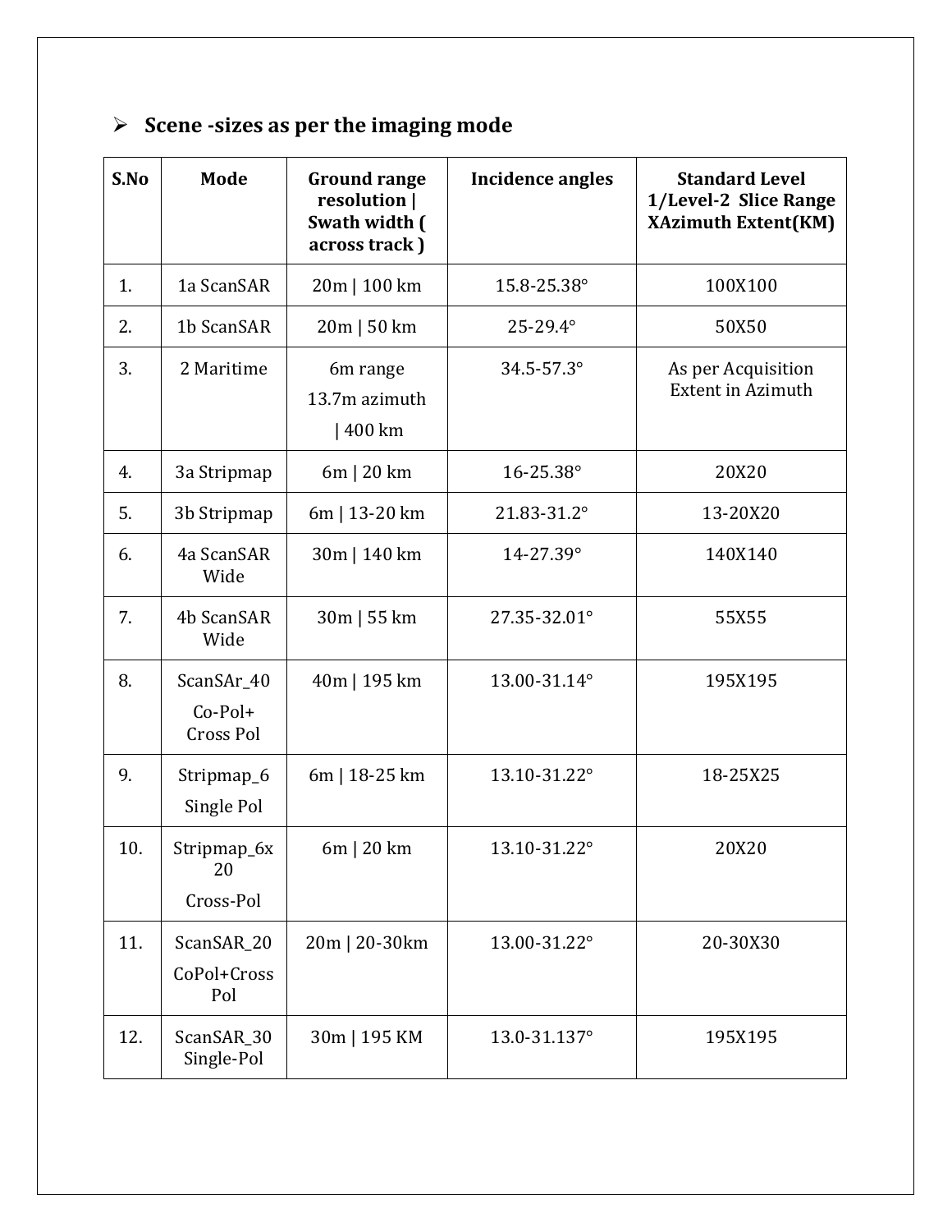- **Scene -sizes as per the imaging mode**

| S.No | Mode | Ground range resolution \| Swath width ( across track ) | Incidence angles | Standard Level 1/Level-2 Slice Range XAzimuth Extent(KM) |
|---|---|---|---|---|
| 1. | 1a ScanSAR | 20m \| 100 km | 15.8-25.38° | 100X100 |
| 2. | 1b ScanSAR | 20m \| 50 km | 25-29.4° | 50X50 |
| 3. | 2 Maritime | 6m range 13.7m azimuth \| 400 km | 34.5-57.3° | As per Acquisition Extent in Azimuth |
| 4. | 3a Stripmap | 6m \| 20 km | 16-25.38° | 20X20 |
| 5. | 3b Stripmap | 6m \| 13-20 km | 21.83-31.2° | 13-20X20 |
| 6. | 4a ScanSAR Wide | 30m \| 140 km | 14-27.39° | 140X140 |
| 7. | 4b ScanSAR Wide | 30m \| 55 km | 27.35-32.01° | 55X55 |
| 8. | ScanSAr_40 Co-Pol+ Cross Pol | 40m \| 195 km | 13.00-31.14° | 195X195 |
| 9. | Stripmap_6 Single Pol | 6m \| 18-25 km | 13.10-31.22° | 18-25X25 |
| 10. | Stripmap_6x20 Cross-Pol | 6m \| 20 km | 13.10-31.22° | 20X20 |
| 11. | ScanSAR_20 CoPol+Cross Pol | 20m \| 20-30km | 13.00-31.22° | 20-30X30 |
| 12. | ScanSAR_30 Single-Pol | 30m \| 195 KM | 13.0-31.137° | 195X195 |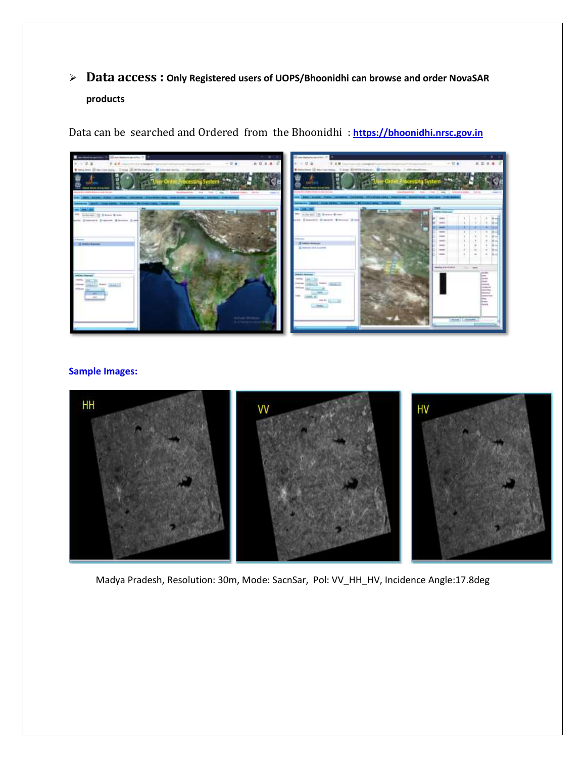- **Data access : Only Registered users of UOPS/Bhoonidhi can browse and order NovaSAR products**

Data can be searched and Ordered from the Bhoonidhi : [https://bhoonidhi.nrsc.gov.in](https://bhoonidhi.nrsc.gov.in)

**Sample Images:**

Madya Pradesh, Resolution: 30m, Mode: SacnSar, Pol: VV_HH_HV, Incidence Angle:17.8deg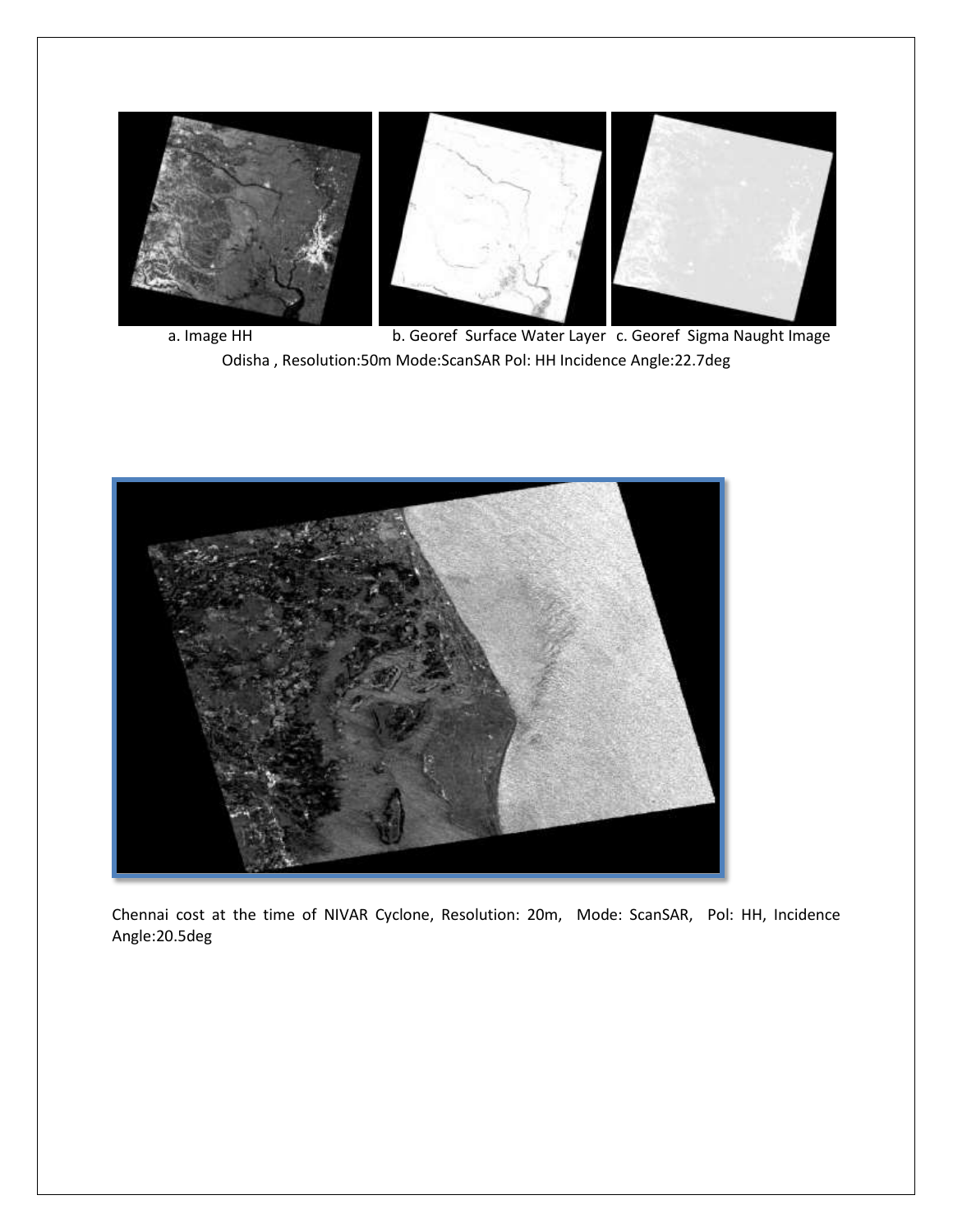a. Image HH b. Georef Surface Water Layer c. Georef Sigma Naught Image

Odisha , Resolution:50m Mode:ScanSAR Pol: HH Incidence Angle:22.7deg

Chennai cost at the time of NIVAR Cyclone, Resolution: 20m, Mode: ScanSAR, Pol: HH, Incidence Angle:20.5deg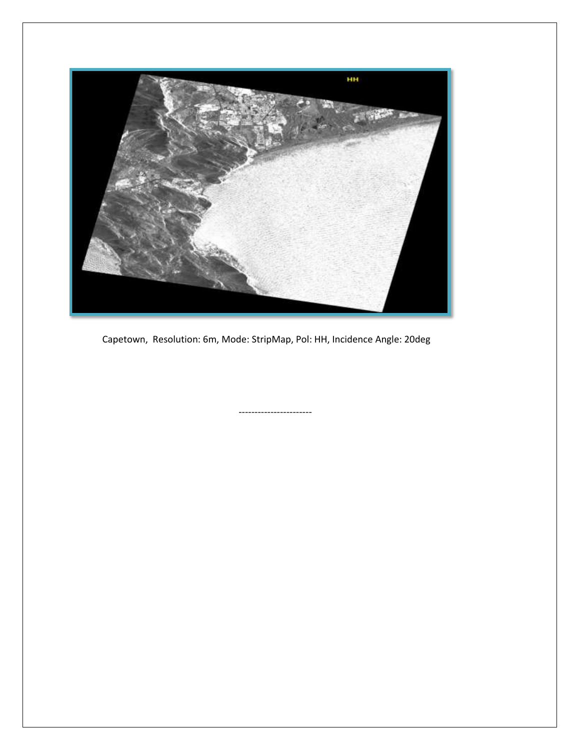Capetown, Resolution: 6m, Mode: StripMap, Pol: HH, Incidence Angle: 20deg

-----------------------